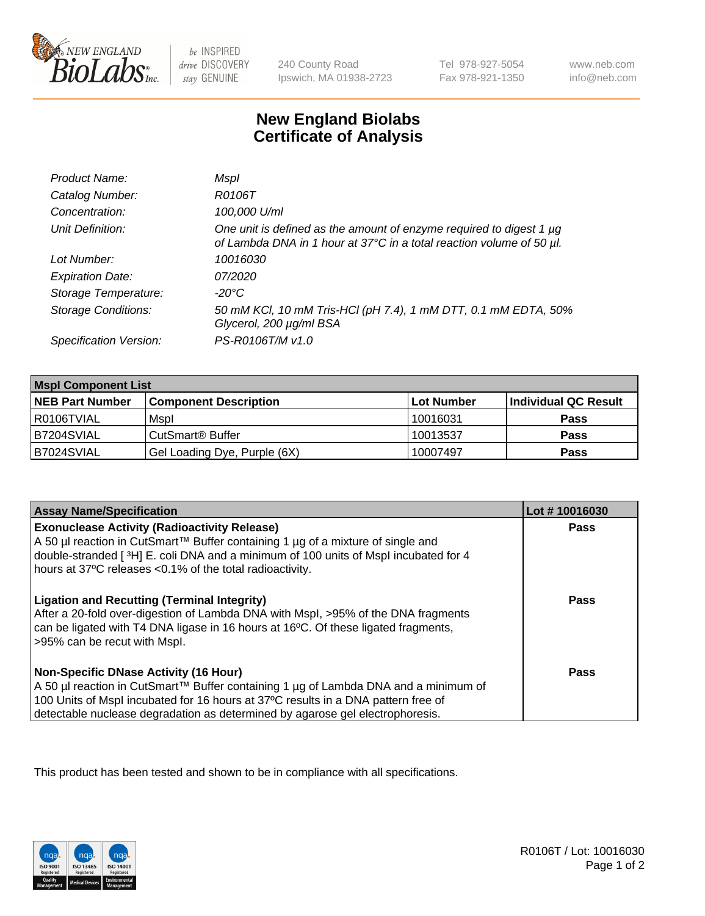# New England Biolabs
# Certificate of Analysis

| | |
|---|---|
| *Product Name:* | *MspI* |
| *Catalog Number:* | *R0106T* |
| *Concentration:* | *100,000 U/ml* |
| *Unit Definition:* | *One unit is defined as the amount of enzyme required to digest 1 µg of Lambda DNA in 1 hour at 37°C in a total reaction volume of 50 µl.* |
| *Lot Number:* | *10016030* |
| *Expiration Date:* | *07/2020* |
| *Storage Temperature:* | *-20°C* |
| *Storage Conditions:* | *50 mM KCl, 10 mM Tris-HCl (pH 7.4), 1 mM DTT, 0.1 mM EDTA, 50% Glycerol, 200 µg/ml BSA* |
| *Specification Version:* | *PS-R0106T/M v1.0* |

| **MspI Component List** | | | |
|---|---|---|---|
| **NEB Part Number** | **Component Description** | **Lot Number** | **Individual QC Result** |
| R0106TVIAL | MspI | 10016031 | **Pass** |
| B7204SVIAL | CutSmart® Buffer | 10013537 | **Pass** |
| B7024SVIAL | Gel Loading Dye, Purple (6X) | 10007497 | **Pass** |

| **Assay Name/Specification** | **Lot # 10016030** |
|---|---|
| **Exonuclease Activity (Radioactivity Release)** A 50 µl reaction in CutSmart™ Buffer containing 1 µg of a mixture of single and double-stranded [ $^3$H] E. coli DNA and a minimum of 100 units of MspI incubated for 4 hours at 37ºC releases <0.1% of the total radioactivity. | **Pass** |
| **Ligation and Recutting (Terminal Integrity)** After a 20-fold over-digestion of Lambda DNA with MspI, >95% of the DNA fragments can be ligated with T4 DNA ligase in 16 hours at 16ºC. Of these ligated fragments, >95% can be recut with MspI. | **Pass** |
| **Non-Specific DNase Activity (16 Hour)** A 50 µl reaction in CutSmart™ Buffer containing 1 µg of Lambda DNA and a minimum of 100 Units of MspI incubated for 16 hours at 37ºC results in a DNA pattern free of detectable nuclease degradation as determined by agarose gel electrophoresis. | **Pass** |

This product has been tested and shown to be in compliance with all specifications.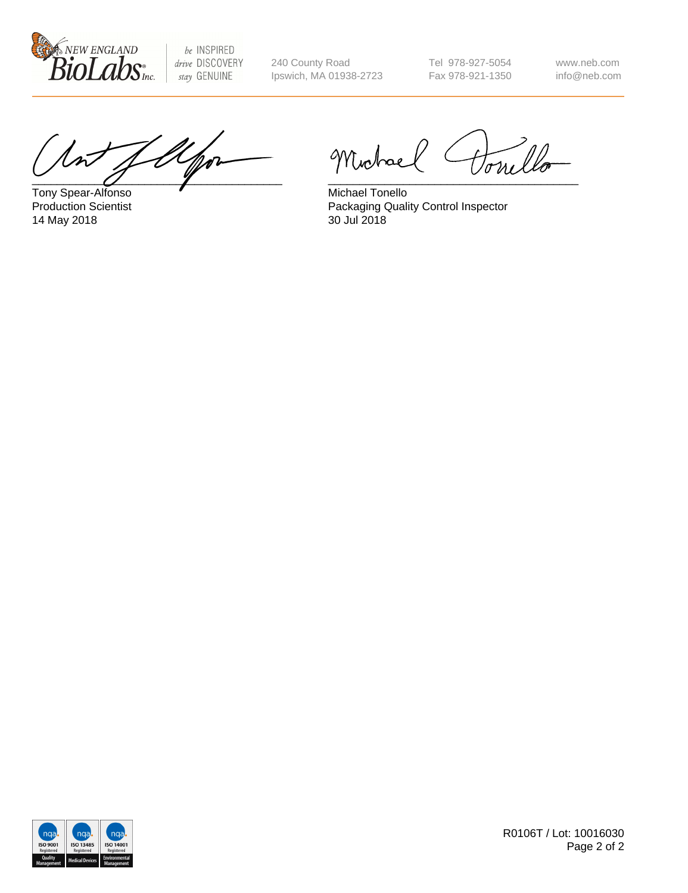NEW ENGLAND BioLabs Inc.

be INSPIRED drive DISCOVERY stay GENUINE

240 County Road
Ipswich, MA 01938-2723

Tel 978-927-5054
Fax 978-921-1350

www.neb.com
info@neb.com

Tony Spear-Alfonso
Production Scientist
14 May 2018

Michael Tonello
Packaging Quality Control Inspector
30 Jul 2018

R0106T / Lot: 10016030